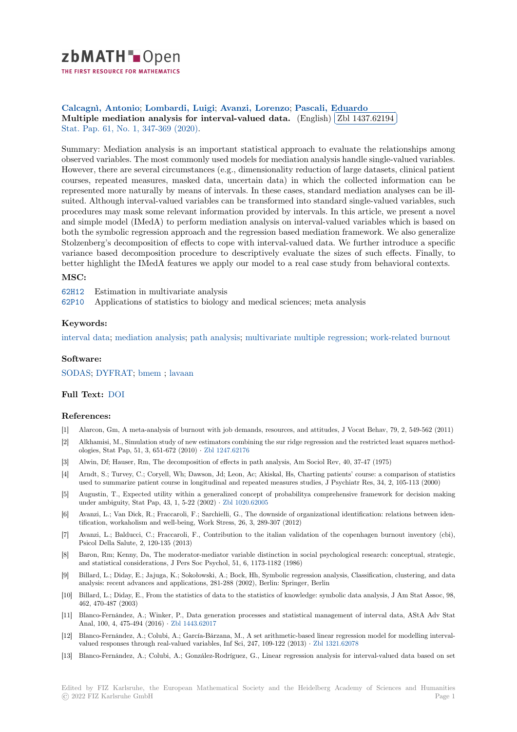zbMATH Open

THE FIRST RESOURCE FOR MATHEMATICS

**Calcagnì, Antonio**; **Lombardi, Luigi**; **Avanzi, Lorenzo**; **Pascali, Eduardo**

**Multiple mediation analysis for interval-valued data.** (English) Zbl 1437.62194

Stat. Pap. 61, No. 1, 347-369 (2020).

Summary: Mediation analysis is an important statistical approach to evaluate the relationships among observed variables. The most commonly used models for mediation analysis handle single-valued variables. However, there are several circumstances (e.g., dimensionality reduction of large datasets, clinical patient courses, repeated measures, masked data, uncertain data) in which the collected information can be represented more naturally by means of intervals. In these cases, standard mediation analyses can be ill-suited. Although interval-valued variables can be transformed into standard single-valued variables, such procedures may mask some relevant information provided by intervals. In this article, we present a novel and simple model (IMedA) to perform mediation analysis on interval-valued variables which is based on both the symbolic regression approach and the regression based mediation framework. We also generalize Stolzenberg's decomposition of effects to cope with interval-valued data. We further introduce a specific variance based decomposition procedure to descriptively evaluate the sizes of such effects. Finally, to better highlight the IMedA features we apply our model to a real case study from behavioral contexts.

## MSC:

62H12 Estimation in multivariate analysis

62P10 Applications of statistics to biology and medical sciences; meta analysis

## Keywords:

interval data; mediation analysis; path analysis; multivariate multiple regression; work-related burnout

## Software:

SODAS; DYFRAT; bmem ; lavaan

## Full Text: DOI

## References:

[1] Alarcon, Gm, A meta-analysis of burnout with job demands, resources, and attitudes, J Vocat Behav, 79, 2, 549-562 (2011)

[2] Alkhamisi, M., Simulation study of new estimators combining the sur ridge regression and the restricted least squares methodologies, Stat Pap, 51, 3, 651-672 (2010) · Zbl 1247.62176

[3] Alwin, Df; Hauser, Rm, The decomposition of effects in path analysis, Am Sociol Rev, 40, 37-47 (1975)

[4] Arndt, S.; Turvey, C.; Coryell, Wh; Dawson, Jd; Leon, Ac; Akiskal, Hs, Charting patients' course: a comparison of statistics used to summarize patient course in longitudinal and repeated measures studies, J Psychiatr Res, 34, 2, 105-113 (2000)

[5] Augustin, T., Expected utility within a generalized concept of probabilitya comprehensive framework for decision making under ambiguity, Stat Pap, 43, 1, 5-22 (2002) · Zbl 1020.62005

[6] Avanzi, L.; Van Dick, R.; Fraccaroli, F.; Sarchielli, G., The downside of organizational identification: relations between identification, workaholism and well-being, Work Stress, 26, 3, 289-307 (2012)

[7] Avanzi, L.; Balducci, C.; Fraccaroli, F., Contribution to the italian validation of the copenhagen burnout inventory (cbi), Psicol Della Salute, 2, 120-135 (2013)

[8] Baron, Rm; Kenny, Da, The moderator-mediator variable distinction in social psychological research: conceptual, strategic, and statistical considerations, J Pers Soc Psychol, 51, 6, 1173-1182 (1986)

[9] Billard, L.; Diday, E.; Jajuga, K.; Sokołowski, A.; Bock, Hh, Symbolic regression analysis, Classification, clustering, and data analysis: recent advances and applications, 281-288 (2002), Berlin: Springer, Berlin

[10] Billard, L.; Diday, E., From the statistics of data to the statistics of knowledge: symbolic data analysis, J Am Stat Assoc, 98, 462, 470-487 (2003)

[11] Blanco-Fernández, A.; Winker, P., Data generation processes and statistical management of interval data, AStA Adv Stat Anal, 100, 4, 475-494 (2016) · Zbl 1443.62017

[12] Blanco-Fernández, A.; Colubi, A.; García-Bárzana, M., A set arithmetic-based linear regression model for modelling interval-valued responses through real-valued variables, Inf Sci, 247, 109-122 (2013) · Zbl 1321.62078

[13] Blanco-Fernández, A.; Colubi, A.; González-Rodríguez, G., Linear regression analysis for interval-valued data based on set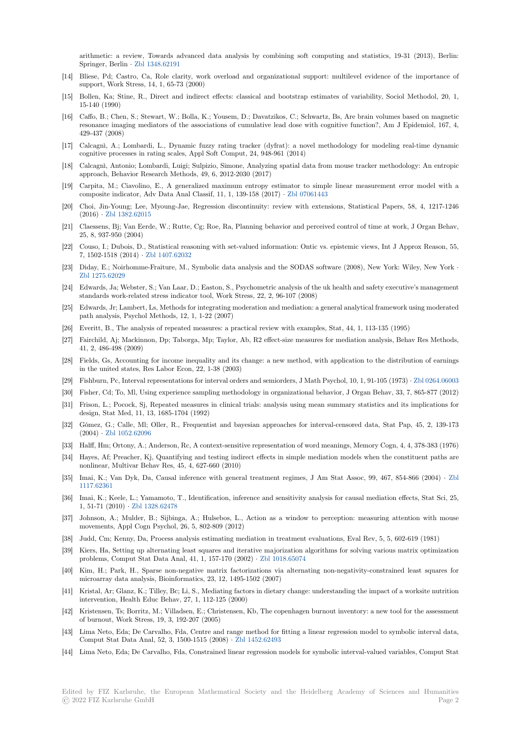arithmetic: a review, Towards advanced data analysis by combining soft computing and statistics, 19-31 (2013), Berlin: Springer, Berlin · Zbl 1348.62191

[14] Bliese, Pd; Castro, Ca, Role clarity, work overload and organizational support: multilevel evidence of the importance of support, Work Stress, 14, 1, 65-73 (2000)

[15] Bollen, Ka; Stine, R., Direct and indirect effects: classical and bootstrap estimates of variability, Sociol Methodol, 20, 1, 15-140 (1990)

[16] Caffo, B.; Chen, S.; Stewart, W.; Bolla, K.; Yousem, D.; Davatzikos, C.; Schwartz, Bs, Are brain volumes based on magnetic resonance imaging mediators of the associations of cumulative lead dose with cognitive function?, Am J Epidemiol, 167, 4, 429-437 (2008)

[17] Calcagnì, A.; Lombardi, L., Dynamic fuzzy rating tracker (dyfrat): a novel methodology for modeling real-time dynamic cognitive processes in rating scales, Appl Soft Comput, 24, 948-961 (2014)

[18] Calcagnì, Antonio; Lombardi, Luigi; Sulpizio, Simone, Analyzing spatial data from mouse tracker methodology: An entropic approach, Behavior Research Methods, 49, 6, 2012-2030 (2017)

[19] Carpita, M.; Ciavolino, E., A generalized maximum entropy estimator to simple linear measurement error model with a composite indicator, Adv Data Anal Classif, 11, 1, 139-158 (2017) · Zbl 07061443

[20] Choi, Jin-Young; Lee, Myoung-Jae, Regression discontinuity: review with extensions, Statistical Papers, 58, 4, 1217-1246 (2016) · Zbl 1382.62015

[21] Claessens, Bj; Van Eerde, W.; Rutte, Cg; Roe, Ra, Planning behavior and perceived control of time at work, J Organ Behav, 25, 8, 937-950 (2004)

[22] Couso, I.; Dubois, D., Statistical reasoning with set-valued information: Ontic vs. epistemic views, Int J Approx Reason, 55, 7, 1502-1518 (2014) · Zbl 1407.62032

[23] Diday, E.; Noirhomme-Fraiture, M., Symbolic data analysis and the SODAS software (2008), New York: Wiley, New York · Zbl 1275.62029

[24] Edwards, Ja; Webster, S.; Van Laar, D.; Easton, S., Psychometric analysis of the uk health and safety executive's management standards work-related stress indicator tool, Work Stress, 22, 2, 96-107 (2008)

[25] Edwards, Jr; Lambert, Ls, Methods for integrating moderation and mediation: a general analytical framework using moderated path analysis, Psychol Methods, 12, 1, 1-22 (2007)

[26] Everitt, B., The analysis of repeated measures: a practical review with examples, Stat, 44, 1, 113-135 (1995)

[27] Fairchild, Aj; Mackinnon, Dp; Taborga, Mp; Taylor, Ab, R2 effect-size measures for mediation analysis, Behav Res Methods, 41, 2, 486-498 (2009)

[28] Fields, Gs, Accounting for income inequality and its change: a new method, with application to the distribution of earnings in the united states, Res Labor Econ, 22, 1-38 (2003)

[29] Fishburn, Pc, Interval representations for interval orders and semiorders, J Math Psychol, 10, 1, 91-105 (1973) · Zbl 0264.06003

[30] Fisher, Cd; To, Ml, Using experience sampling methodology in organizational behavior, J Organ Behav, 33, 7, 865-877 (2012)

[31] Frison, L.; Pocock, Sj, Repeated measures in clinical trials: analysis using mean summary statistics and its implications for design, Stat Med, 11, 13, 1685-1704 (1992)

[32] Gómez, G.; Calle, Ml; Oller, R., Frequentist and bayesian approaches for interval-censored data, Stat Pap, 45, 2, 139-173 (2004) · Zbl 1052.62096

[33] Halff, Hm; Ortony, A.; Anderson, Rc, A context-sensitive representation of word meanings, Memory Cogn, 4, 4, 378-383 (1976)

[34] Hayes, Af; Preacher, Kj, Quantifying and testing indirect effects in simple mediation models when the constituent paths are nonlinear, Multivar Behav Res, 45, 4, 627-660 (2010)

[35] Imai, K.; Van Dyk, Da, Causal inference with general treatment regimes, J Am Stat Assoc, 99, 467, 854-866 (2004) · Zbl 1117.62361

[36] Imai, K.; Keele, L.; Yamamoto, T., Identification, inference and sensitivity analysis for causal mediation effects, Stat Sci, 25, 1, 51-71 (2010) · Zbl 1328.62478

[37] Johnson, A.; Mulder, B.; Sijbinga, A.; Hulsebos, L., Action as a window to perception: measuring attention with mouse movements, Appl Cogn Psychol, 26, 5, 802-809 (2012)

[38] Judd, Cm; Kenny, Da, Process analysis estimating mediation in treatment evaluations, Eval Rev, 5, 5, 602-619 (1981)

[39] Kiers, Ha, Setting up alternating least squares and iterative majorization algorithms for solving various matrix optimization problems, Comput Stat Data Anal, 41, 1, 157-170 (2002) · Zbl 1018.65074

[40] Kim, H.; Park, H., Sparse non-negative matrix factorizations via alternating non-negativity-constrained least squares for microarray data analysis, Bioinformatics, 23, 12, 1495-1502 (2007)

[41] Kristal, Ar; Glanz, K.; Tilley, Bc; Li, S., Mediating factors in dietary change: understanding the impact of a worksite nutrition intervention, Health Educ Behav, 27, 1, 112-125 (2000)

[42] Kristensen, Ts; Borritz, M.; Villadsen, E.; Christensen, Kb, The copenhagen burnout inventory: a new tool for the assessment of burnout, Work Stress, 19, 3, 192-207 (2005)

[43] Lima Neto, Eda; De Carvalho, Fda, Centre and range method for fitting a linear regression model to symbolic interval data, Comput Stat Data Anal, 52, 3, 1500-1515 (2008) · Zbl 1452.62493

[44] Lima Neto, Eda; De Carvalho, Fda, Constrained linear regression models for symbolic interval-valued variables, Comput Stat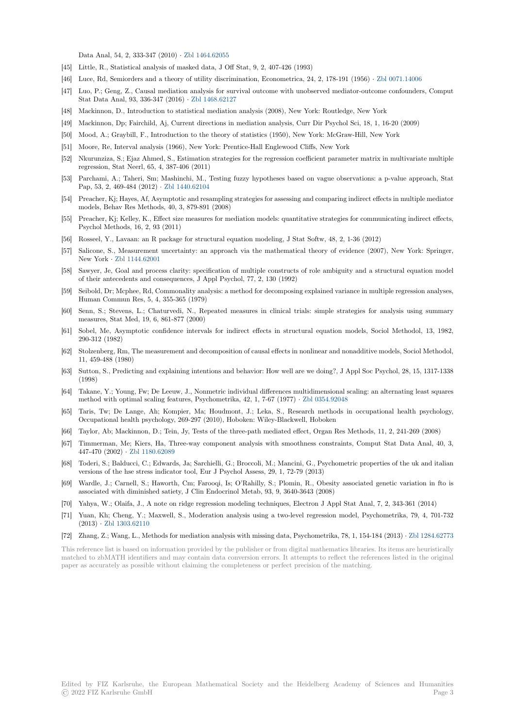Data Anal, 54, 2, 333-347 (2010) · Zbl 1464.62055

[45] Little, R., Statistical analysis of masked data, J Off Stat, 9, 2, 407-426 (1993)

[46] Luce, Rd, Semiorders and a theory of utility discrimination, Econometrica, 24, 2, 178-191 (1956) · Zbl 0071.14006

[47] Luo, P.; Geng, Z., Causal mediation analysis for survival outcome with unobserved mediator-outcome confounders, Comput Stat Data Anal, 93, 336-347 (2016) · Zbl 1468.62127

[48] Mackinnon, D., Introduction to statistical mediation analysis (2008), New York: Routledge, New York

[49] Mackinnon, Dp; Fairchild, Aj, Current directions in mediation analysis, Curr Dir Psychol Sci, 18, 1, 16-20 (2009)

[50] Mood, A.; Graybill, F., Introduction to the theory of statistics (1950), New York: McGraw-Hill, New York

[51] Moore, Re, Interval analysis (1966), New York: Prentice-Hall Englewood Cliffs, New York

[52] Nkurunziza, S.; Ejaz Ahmed, S., Estimation strategies for the regression coefficient parameter matrix in multivariate multiple regression, Stat Neerl, 65, 4, 387-406 (2011)

[53] Parchami, A.; Taheri, Sm; Mashinchi, M., Testing fuzzy hypotheses based on vague observations: a p-value approach, Stat Pap, 53, 2, 469-484 (2012) · Zbl 1440.62104

[54] Preacher, Kj; Hayes, Af, Asymptotic and resampling strategies for assessing and comparing indirect effects in multiple mediator models, Behav Res Methods, 40, 3, 879-891 (2008)

[55] Preacher, Kj; Kelley, K., Effect size measures for mediation models: quantitative strategies for communicating indirect effects, Psychol Methods, 16, 2, 93 (2011)

[56] Rosseel, Y., Lavaan: an R package for structural equation modeling, J Stat Softw, 48, 2, 1-36 (2012)

[57] Salicone, S., Measurement uncertainty: an approach via the mathematical theory of evidence (2007), New York: Springer, New York · Zbl 1144.62001

[58] Sawyer, Je, Goal and process clarity: specification of multiple constructs of role ambiguity and a structural equation model of their antecedents and consequences, J Appl Psychol, 77, 2, 130 (1992)

[59] Seibold, Dr; Mcphee, Rd, Commonality analysis: a method for decomposing explained variance in multiple regression analyses, Human Commun Res, 5, 4, 355-365 (1979)

[60] Senn, S.; Stevens, L.; Chaturvedi, N., Repeated measures in clinical trials: simple strategies for analysis using summary measures, Stat Med, 19, 6, 861-877 (2000)

[61] Sobel, Me, Asymptotic confidence intervals for indirect effects in structural equation models, Sociol Methodol, 13, 1982, 290-312 (1982)

[62] Stolzenberg, Rm, The measurement and decomposition of causal effects in nonlinear and nonadditive models, Sociol Methodol, 11, 459-488 (1980)

[63] Sutton, S., Predicting and explaining intentions and behavior: How well are we doing?, J Appl Soc Psychol, 28, 15, 1317-1338 (1998)

[64] Takane, Y.; Young, Fw; De Leeuw, J., Nonmetric individual differences multidimensional scaling: an alternating least squares method with optimal scaling features, Psychometrika, 42, 1, 7-67 (1977) · Zbl 0354.92048

[65] Taris, Tw; De Lange, Ah; Kompier, Ma; Houdmont, J.; Leka, S., Research methods in occupational health psychology, Occupational health psychology, 269-297 (2010), Hoboken: Wiley-Blackwell, Hoboken

[66] Taylor, Ab; Mackinnon, D.; Tein, Jy, Tests of the three-path mediated effect, Organ Res Methods, 11, 2, 241-269 (2008)

[67] Timmerman, Me; Kiers, Ha, Three-way component analysis with smoothness constraints, Comput Stat Data Anal, 40, 3, 447-470 (2002) · Zbl 1180.62089

[68] Toderi, S.; Balducci, C.; Edwards, Ja; Sarchielli, G.; Broccoli, M.; Mancini, G., Psychometric properties of the uk and italian versions of the hse stress indicator tool, Eur J Psychol Assess, 29, 1, 72-79 (2013)

[69] Wardle, J.; Carnell, S.; Haworth, Cm; Farooqi, Is; O'Rahilly, S.; Plomin, R., Obesity associated genetic variation in fto is associated with diminished satiety, J Clin Endocrinol Metab, 93, 9, 3640-3643 (2008)

[70] Yahya, W.; Olaifa, J., A note on ridge regression modeling techniques, Electron J Appl Stat Anal, 7, 2, 343-361 (2014)

[71] Yuan, Kh; Cheng, Y.; Maxwell, S., Moderation analysis using a two-level regression model, Psychometrika, 79, 4, 701-732 (2013) · Zbl 1303.62110

[72] Zhang, Z.; Wang, L., Methods for mediation analysis with missing data, Psychometrika, 78, 1, 154-184 (2013) · Zbl 1284.62773

This reference list is based on information provided by the publisher or from digital mathematics libraries. Its items are heuristically matched to zbMATH identifiers and may contain data conversion errors. It attempts to reflect the references listed in the original paper as accurately as possible without claiming the completeness or perfect precision of the matching.